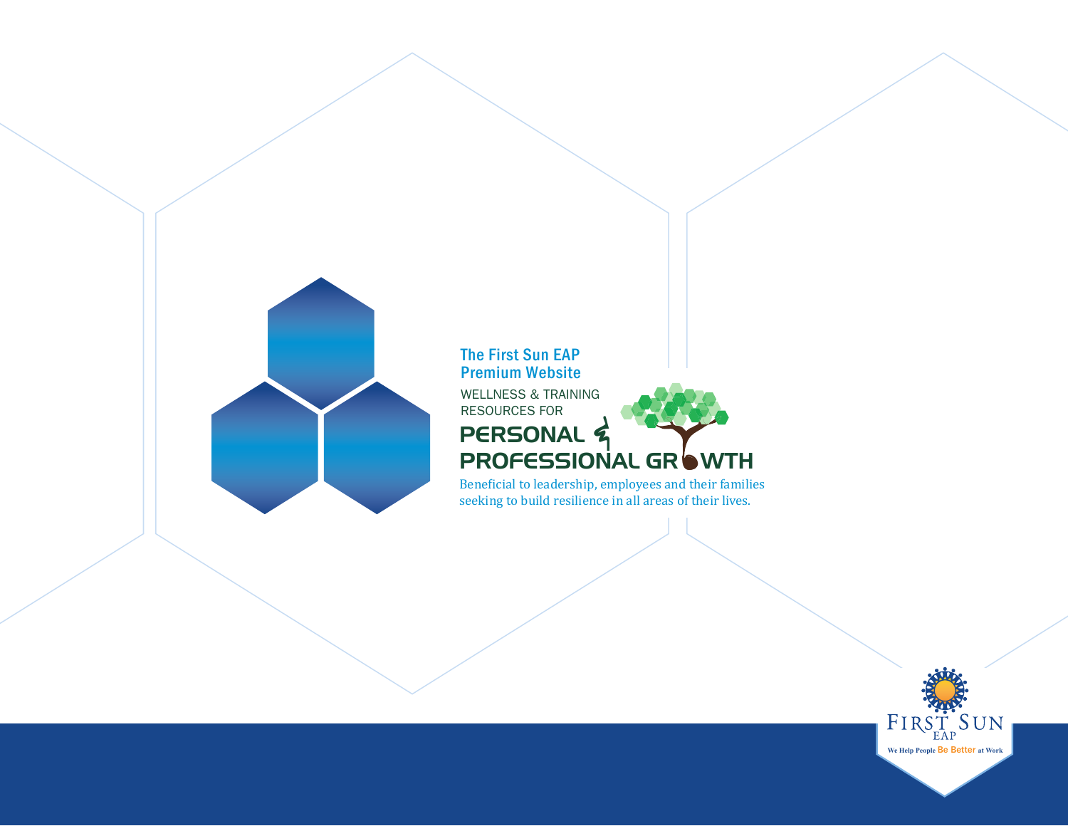# The First Sun EAP Premium Website

WELLNESS & TRAINING RESOURCES FOR

## PERSONAL & PROFESSIONAL GROWTH

Beneficial to leadership, employees and their families seeking to build resilience in all areas of their lives.

FIRST SUN EAP

We Help People Be Better at Work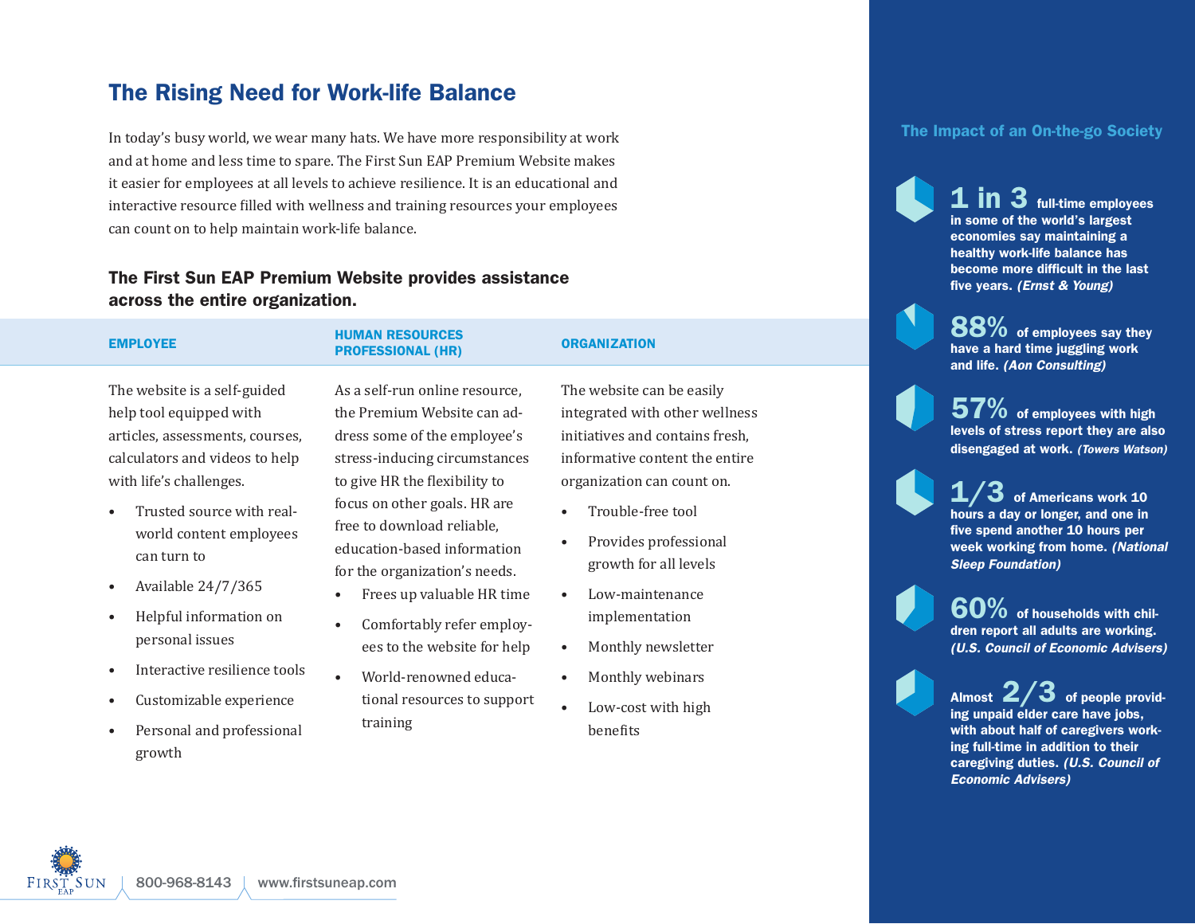## The Rising Need for Work-life Balance

In today's busy world, we wear many hats. We have more responsibility at work and at home and less time to spare. The First Sun EAP Premium Website makes it easier for employees at all levels to achieve resilience. It is an educational and interactive resource filled with wellness and training resources your employees can count on to help maintain work-life balance.

### The First Sun EAP Premium Website provides assistance across the entire organization.

#### EMPLOYEE

The website is a self-guided help tool equipped with articles, assessments, courses, calculators and videos to help with life's challenges.

- Trusted source with real-world content employees can turn to
- Available 24/7/365
- Helpful information on personal issues
- Interactive resilience tools
- Customizable experience
- Personal and professional growth

#### HUMAN RESOURCES PROFESSIONAL (HR)

As a self-run online resource, the Premium Website can address some of the employee's stress-inducing circumstances to give HR the flexibility to focus on other goals. HR are free to download reliable, education-based information for the organization's needs.

- Frees up valuable HR time
- Comfortably refer employees to the website for help
- World-renowned educational resources to support training

#### ORGANIZATION

The website can be easily integrated with other wellness initiatives and contains fresh, informative content the entire organization can count on.

- Trouble-free tool
- Provides professional growth for all levels
- Low-maintenance implementation
- Monthly newsletter
- Monthly webinars
- Low-cost with high benefits

### The Impact of an On-the-go Society

**1 in 3** full-time employees in some of the world's largest economies say maintaining a healthy work-life balance has become more difficult in the last five years. ***(Ernst & Young)***

**88%** of employees say they have a hard time juggling work and life. ***(Aon Consulting)***

**57%** of employees with high levels of stress report they are also disengaged at work. ***(Towers Watson)***

**1/3** of Americans work 10 hours a day or longer, and one in five spend another 10 hours per week working from home. ***(National Sleep Foundation)***

**60%** of households with children report all adults are working. ***(U.S. Council of Economic Advisers)***

Almost **2/3** of people providing unpaid elder care have jobs, with about half of caregivers working full-time in addition to their caregiving duties. ***(U.S. Council of Economic Advisers)***

FIRST SUN EAP | 800-968-8143 | www.firstsuneap.com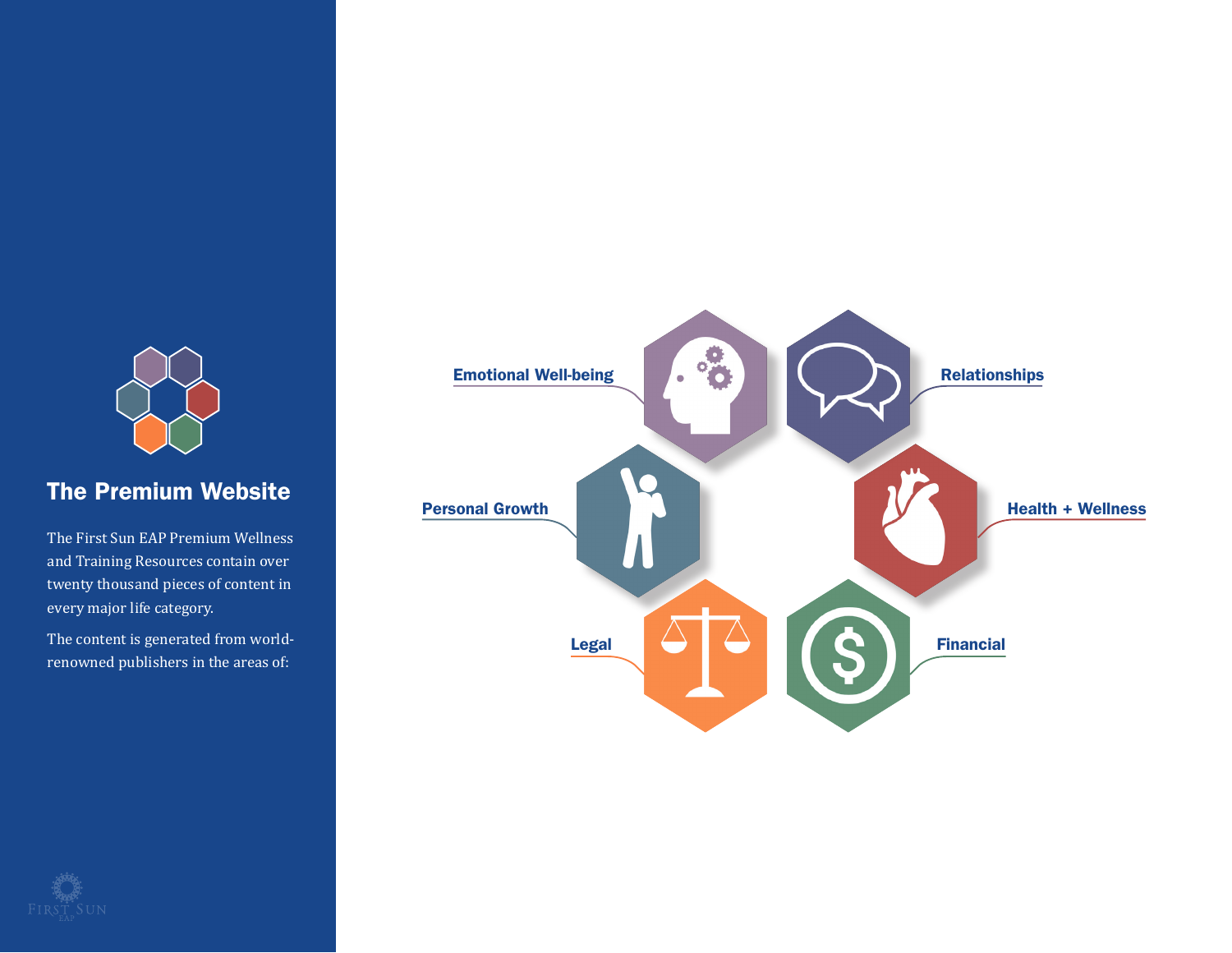## The Premium Website

The First Sun EAP Premium Wellness and Training Resources contain over twenty thousand pieces of content in every major life category.

The content is generated from world-renowned publishers in the areas of:

- Emotional Well-being
- Relationships
- Personal Growth
- Health + Wellness
- Legal
- Financial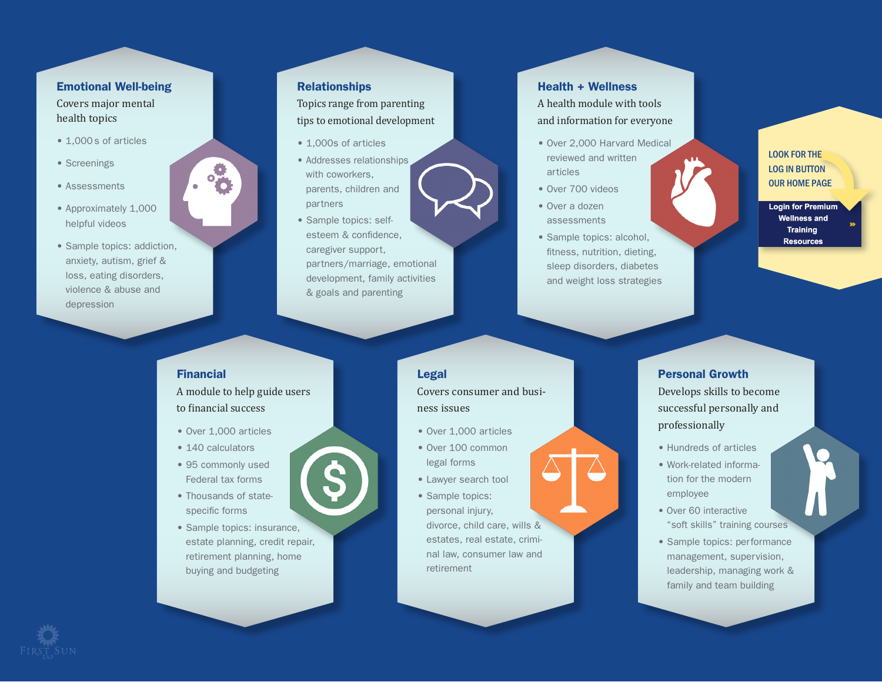## Emotional Well-being

Covers major mental health topics

- 1,000s of articles
- Screenings
- Assessments
- Approximately 1,000 helpful videos
- Sample topics: addiction, anxiety, autism, grief & loss, eating disorders, violence & abuse and depression

## Relationships

Topics range from parenting tips to emotional development

- 1,000s of articles
- Addresses relationships with coworkers, parents, children and partners
- Sample topics: self-esteem & confidence, caregiver support, partners/marriage, emotional development, family activities & goals and parenting

## Health + Wellness

A health module with tools and information for everyone

- Over 2,000 Harvard Medical reviewed and written articles
- Over 700 videos
- Over a dozen assessments
- Sample topics: alcohol, fitness, nutrition, dieting, sleep disorders, diabetes and weight loss strategies

LOOK FOR THE LOG IN BUTTON OUR HOME PAGE

**Login for Premium Wellness and Training Resources** »

## Financial

A module to help guide users to financial success

- Over 1,000 articles
- 140 calculators
- 95 commonly used Federal tax forms
- Thousands of state-specific forms
- Sample topics: insurance, estate planning, credit repair, retirement planning, home buying and budgeting

## Legal

Covers consumer and business issues

- Over 1,000 articles
- Over 100 common legal forms
- Lawyer search tool
- Sample topics: personal injury, divorce, child care, wills & estates, real estate, criminal law, consumer law and retirement

## Personal Growth

Develops skills to become successful personally and professionally

- Hundreds of articles
- Work-related information for the modern employee
- Over 60 interactive "soft skills" training courses
- Sample topics: performance management, supervision, leadership, managing work & family and team building

FIRST SUN EAP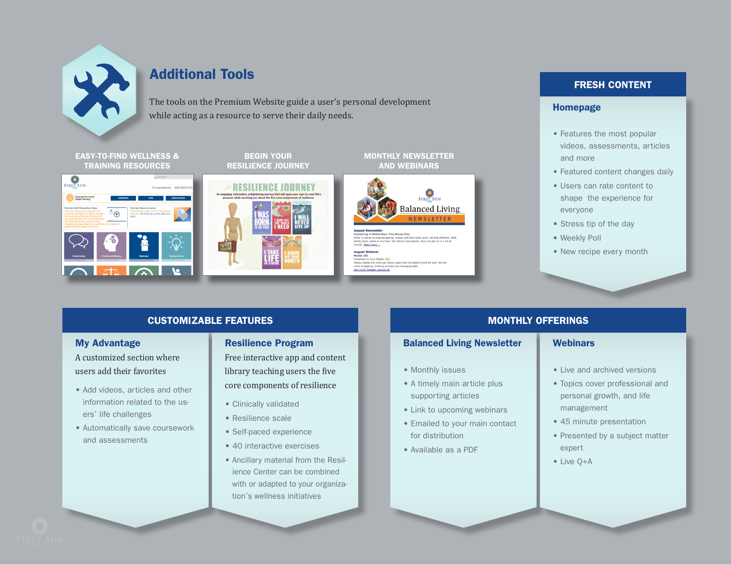# Additional Tools

The tools on the Premium Website guide a user's personal development while acting as a resource to serve their daily needs.

**EASY-TO-FIND WELLNESS & TRAINING RESOURCES**

**BEGIN YOUR RESILIENCE JOURNEY**

**MONTHLY NEWSLETTER AND WEBINARS**

## FRESH CONTENT

### Homepage

- Features the most popular videos, assessments, articles and more
- Featured content changes daily
- Users can rate content to shape the experience for everyone
- Stress tip of the day
- Weekly Poll
- New recipe every month

## CUSTOMIZABLE FEATURES

### My Advantage

A customized section where users add their favorites

- Add videos, articles and other information related to the users' life challenges
- Automatically save coursework and assessments

### Resilience Program

Free interactive app and content library teaching users the five core components of resilience

- Clinically validated
- Resilience scale
- Self-paced experience
- 40 interactive exercises
- Ancillary material from the Resilience Center can be combined with or adapted to your organization's wellness initiatives

## MONTHLY OFFERINGS

### Balanced Living Newsletter

- Monthly issues
- A timely main article plus supporting articles
- Link to upcoming webinars
- Emailed to your main contact for distribution
- Available as a PDF

### Webinars

- Live and archived versions
- Topics cover professional and personal growth, and life management
- 45 minute presentation
- Presented by a subject matter expert
- Live Q+A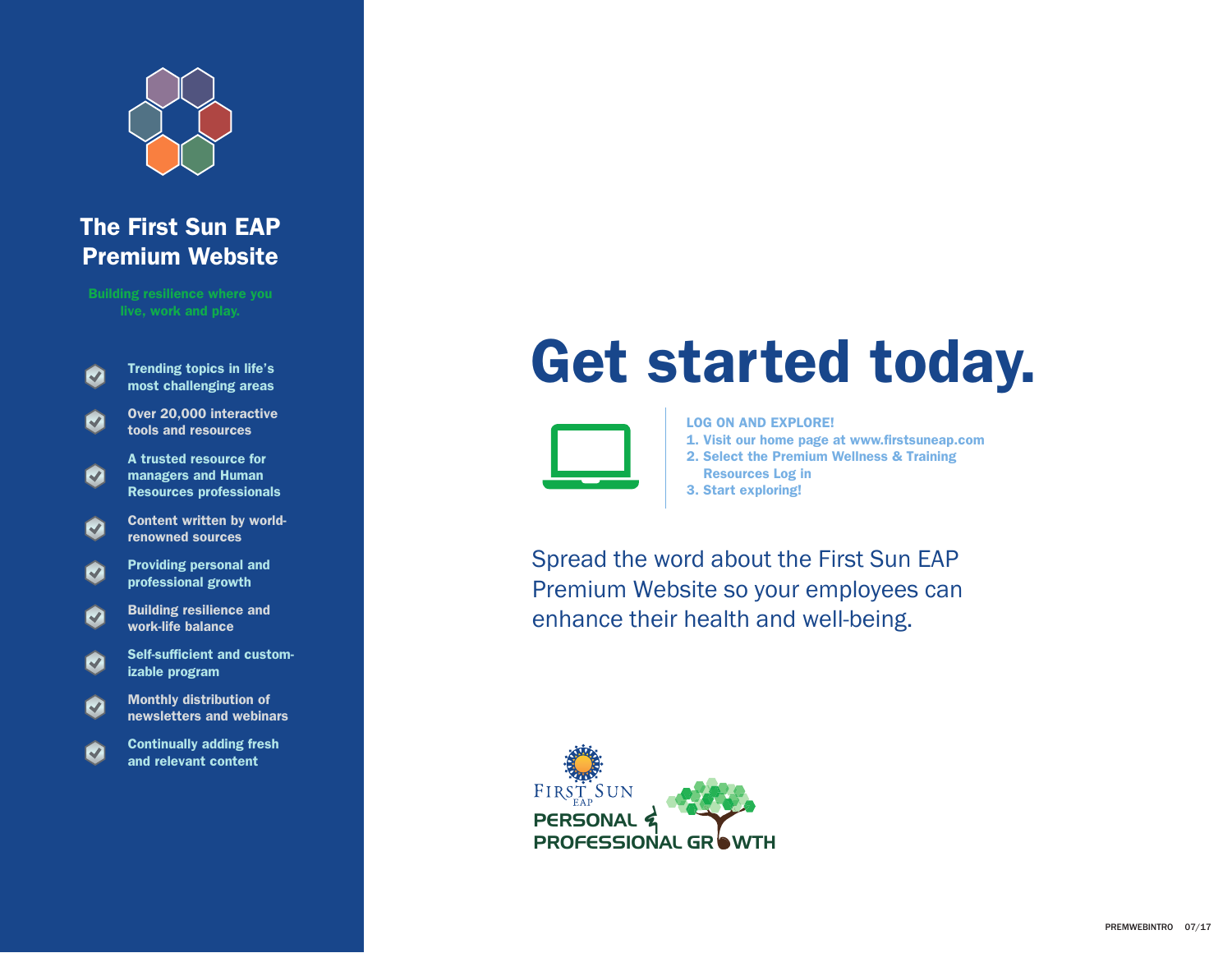# The First Sun EAP Premium Website

Building resilience where you live, work and play.

- Trending topics in life's most challenging areas
- Over 20,000 interactive tools and resources
- A trusted resource for managers and Human Resources professionals
- Content written by world-renowned sources
- Providing personal and professional growth
- Building resilience and work-life balance
- Self-sufficient and customizable program
- Monthly distribution of newsletters and webinars
- Continually adding fresh and relevant content

# Get started today.

**LOG ON AND EXPLORE!**

1. Visit our home page at www.firstsuneap.com
2. Select the Premium Wellness & Training Resources Log in
3. Start exploring!

Spread the word about the First Sun EAP Premium Website so your employees can enhance their health and well-being.

FIRST SUN EAP

PERSONAL & PROFESSIONAL GROWTH

PREMWEBINTRO 07/17